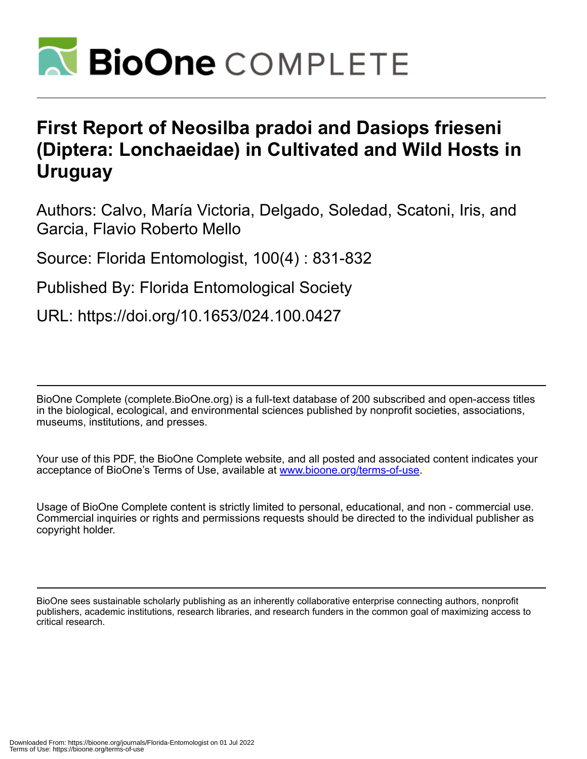# First Report of Neosilba pradoi and Dasiops frieseni (Diptera: Lonchaeidae) in Cultivated and Wild Hosts in Uruguay

Authors: Calvo, María Victoria, Delgado, Soledad, Scatoni, Iris, and Garcia, Flavio Roberto Mello

Source: Florida Entomologist, 100(4) : 831-832

Published By: Florida Entomological Society

URL: https://doi.org/10.1653/024.100.0427

---

BioOne Complete (complete.BioOne.org) is a full-text database of 200 subscribed and open-access titles in the biological, ecological, and environmental sciences published by nonprofit societies, associations, museums, institutions, and presses.

Your use of this PDF, the BioOne Complete website, and all posted and associated content indicates your acceptance of BioOne's Terms of Use, available at www.bioone.org/terms-of-use.

Usage of BioOne Complete content is strictly limited to personal, educational, and non - commercial use. Commercial inquiries or rights and permissions requests should be directed to the individual publisher as copyright holder.

---

BioOne sees sustainable scholarly publishing as an inherently collaborative enterprise connecting authors, nonprofit publishers, academic institutions, research libraries, and research funders in the common goal of maximizing access to critical research.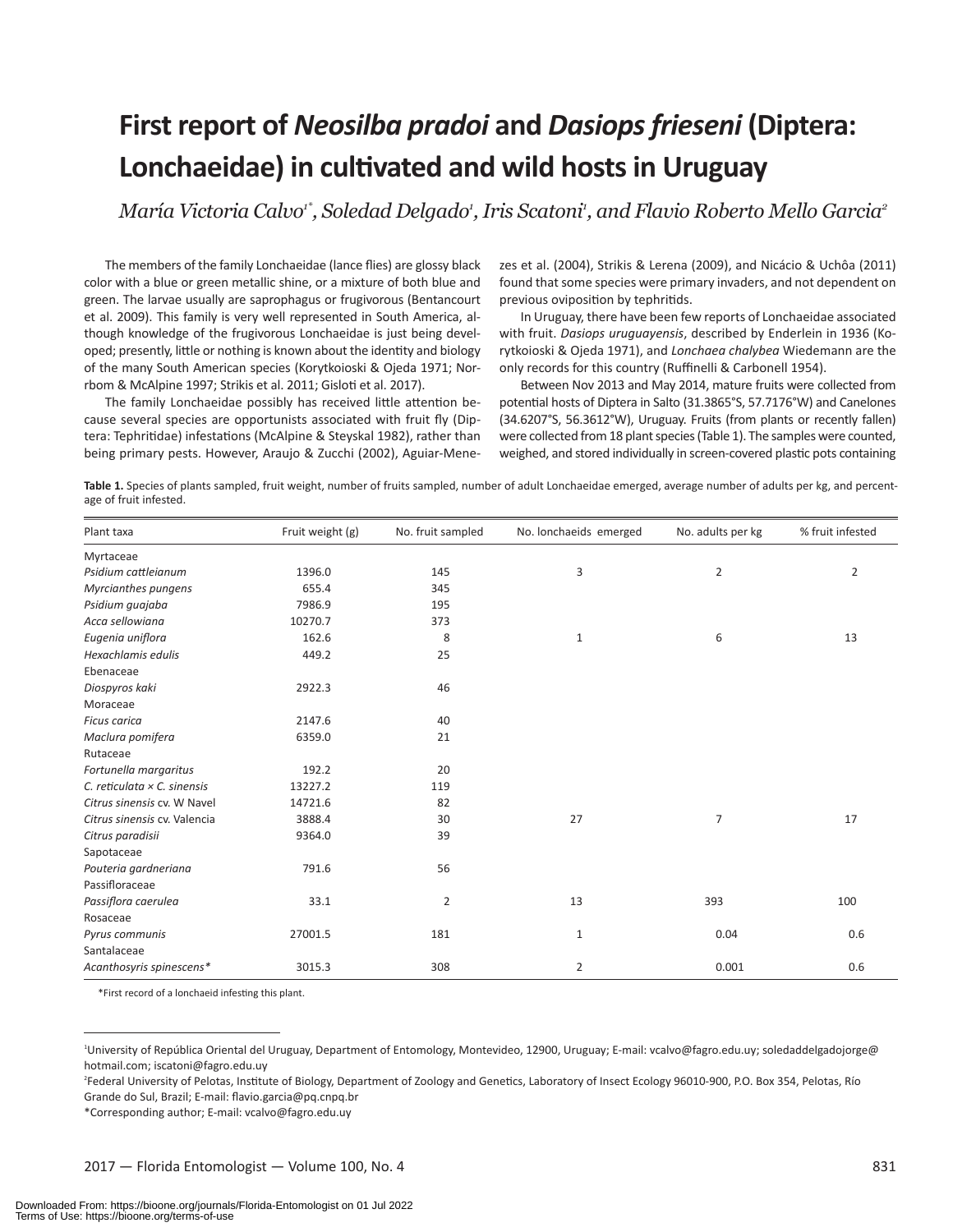# First report of *Neosilba pradoi* and *Dasiops frieseni* (Diptera: Lonchaeidae) in cultivated and wild hosts in Uruguay

*María Victoria Calvo*[1*], *Soledad Delgado*[1], *Iris Scatoni*[1], *and Flavio Roberto Mello Garcia*[2]

The members of the family Lonchaeidae (lance flies) are glossy black color with a blue or green metallic shine, or a mixture of both blue and green. The larvae usually are saprophagus or frugivorous (Bentancourt et al. 2009). This family is very well represented in South America, although knowledge of the frugivorous Lonchaeidae is just being developed; presently, little or nothing is known about the identity and biology of the many South American species (Korytkoioski & Ojeda 1971; Norrbom & McAlpine 1997; Strikis et al. 2011; Gisloti et al. 2017).

The family Lonchaeidae possibly has received little attention because several species are opportunists associated with fruit fly (Diptera: Tephritidae) infestations (McAlpine & Steyskal 1982), rather than being primary pests. However, Araujo & Zucchi (2002), Aguiar-Menezes et al. (2004), Strikis & Lerena (2009), and Nicácio & Uchôa (2011) found that some species were primary invaders, and not dependent on previous oviposition by tephritids.

In Uruguay, there have been few reports of Lonchaeidae associated with fruit. *Dasiops uruguayensis*, described by Enderlein in 1936 (Korytkoioski & Ojeda 1971), and *Lonchaea chalybea* Wiedemann are the only records for this country (Ruffinelli & Carbonell 1954).

Between Nov 2013 and May 2014, mature fruits were collected from potential hosts of Diptera in Salto (31.3865°S, 57.7176°W) and Canelones (34.6207°S, 56.3612°W), Uruguay. Fruits (from plants or recently fallen) were collected from 18 plant species (Table 1). The samples were counted, weighed, and stored individually in screen-covered plastic pots containing

**Table 1.** Species of plants sampled, fruit weight, number of fruits sampled, number of adult Lonchaeidae emerged, average number of adults per kg, and percentage of fruit infested.

| Plant taxa | Fruit weight (g) | No. fruit sampled | No. lonchaeids emerged | No. adults per kg | % fruit infested |
|---|---|---|---|---|---|
| Myrtaceae | | | | | |
| *Psidium cattleianum* | 1396.0 | 145 | 3 | 2 | 2 |
| *Myrcianthes pungens* | 655.4 | 345 | | | |
| *Psidium guajaba* | 7986.9 | 195 | | | |
| *Acca sellowiana* | 10270.7 | 373 | | | |
| *Eugenia uniflora* | 162.6 | 8 | 1 | 6 | 13 |
| *Hexachlamis edulis* | 449.2 | 25 | | | |
| Ebenaceae | | | | | |
| *Diospyros kaki* | 2922.3 | 46 | | | |
| Moraceae | | | | | |
| *Ficus carica* | 2147.6 | 40 | | | |
| *Maclura pomifera* | 6359.0 | 21 | | | |
| Rutaceae | | | | | |
| *Fortunella margaritus* | 192.2 | 20 | | | |
| *C. reticulata × C. sinensis* | 13227.2 | 119 | | | |
| *Citrus sinensis* cv. W Navel | 14721.6 | 82 | | | |
| *Citrus sinensis* cv. Valencia | 3888.4 | 30 | 27 | 7 | 17 |
| *Citrus paradisii* | 9364.0 | 39 | | | |
| Sapotaceae | | | | | |
| *Pouteria gardneriana* | 791.6 | 56 | | | |
| Passifloraceae | | | | | |
| *Passiflora caerulea* | 33.1 | 2 | 13 | 393 | 100 |
| Rosaceae | | | | | |
| *Pyrus communis* | 27001.5 | 181 | 1 | 0.04 | 0.6 |
| Santalaceae | | | | | |
| *Acanthosyris spinescens\** | 3015.3 | 308 | 2 | 0.001 | 0.6 |

*First record of a lonchaeid infesting this plant.

[1]University of República Oriental del Uruguay, Department of Entomology, Montevideo, 12900, Uruguay; E-mail: vcalvo@fagro.edu.uy; soledaddelgadojorge@hotmail.com; iscatoni@fagro.edu.uy

[2]Federal University of Pelotas, Institute of Biology, Department of Zoology and Genetics, Laboratory of Insect Ecology 96010-900, P.O. Box 354, Pelotas, Río Grande do Sul, Brazil; E-mail: flavio.garcia@pq.cnpq.br

*Corresponding author; E-mail: vcalvo@fagro.edu.uy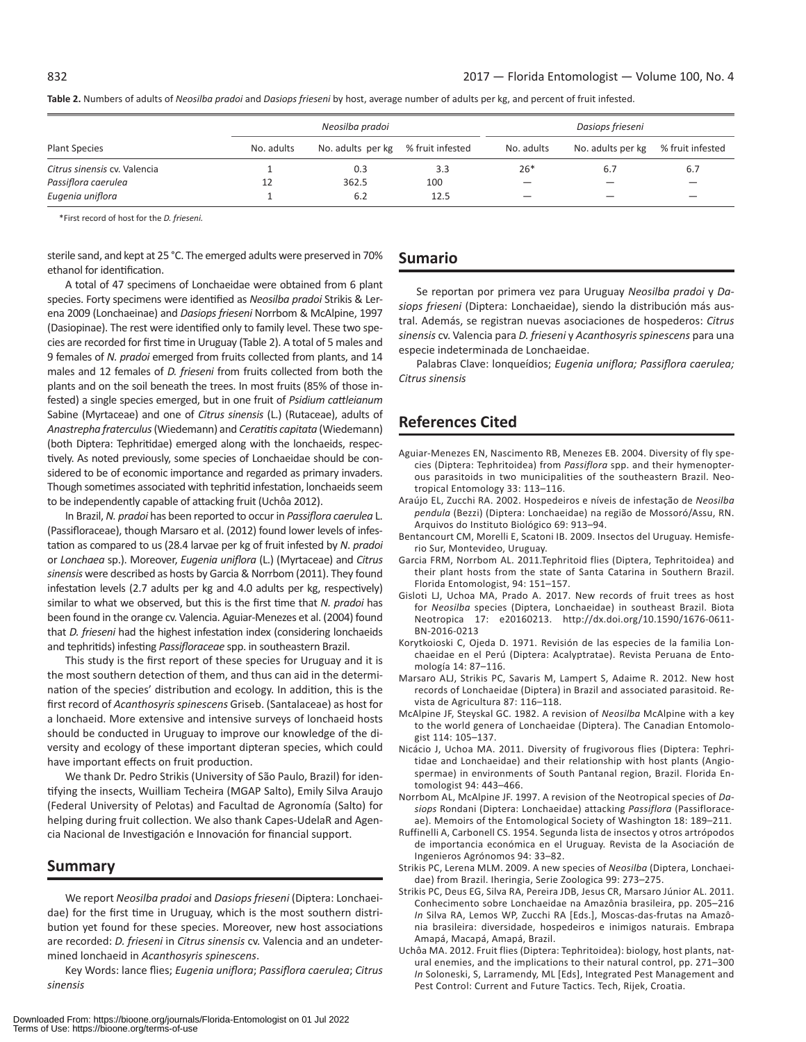**Table 2.** Numbers of adults of *Neosilba pradoi* and *Dasiops frieseni* by host, average number of adults per kg, and percent of fruit infested.

| | *Neosilba pradoi* | | | *Dasiops frieseni* | | |
|---|---|---|---|---|---|---|
| Plant Species | No. adults | No. adults per kg | % fruit infested | No. adults | No. adults per kg | % fruit infested |
| *Citrus sinensis* cv. Valencia | 1 | 0.3 | 3.3 | 26* | 6.7 | 6.7 |
| *Passiflora caerulea* | 12 | 362.5 | 100 | — | — | — |
| *Eugenia uniflora* | 1 | 6.2 | 12.5 | — | — | — |

*First record of host for the *D. frieseni*.

sterile sand, and kept at 25 °C. The emerged adults were preserved in 70% ethanol for identification.

A total of 47 specimens of Lonchaeidae were obtained from 6 plant species. Forty specimens were identified as *Neosilba pradoi* Strikis & Lerena 2009 (Lonchaeinae) and *Dasiops frieseni* Norrbom & McAlpine, 1997 (Dasiopinae). The rest were identified only to family level. These two species are recorded for first time in Uruguay (Table 2). A total of 5 males and 9 females of *N. pradoi* emerged from fruits collected from plants, and 14 males and 12 females of *D. frieseni* from fruits collected from both the plants and on the soil beneath the trees. In most fruits (85% of those infested) a single species emerged, but in one fruit of *Psidium cattleianum* Sabine (Myrtaceae) and one of *Citrus sinensis* (L.) (Rutaceae), adults of *Anastrepha fraterculus* (Wiedemann) and *Ceratitis capitata* (Wiedemann) (both Diptera: Tephritidae) emerged along with the lonchaeids, respectively. As noted previously, some species of Lonchaeidae should be considered to be of economic importance and regarded as primary invaders. Though sometimes associated with tephritid infestation, lonchaeids seem to be independently capable of attacking fruit (Uchôa 2012).

In Brazil, *N. pradoi* has been reported to occur in *Passiflora caerulea* L. (Passifloraceae), though Marsaro et al. (2012) found lower levels of infestation as compared to us (28.4 larvae per kg of fruit infested by *N. pradoi* or *Lonchaea* sp.). Moreover, *Eugenia uniflora* (L.) (Myrtaceae) and *Citrus sinensis* were described as hosts by Garcia & Norrbom (2011). They found infestation levels (2.7 adults per kg and 4.0 adults per kg, respectively) similar to what we observed, but this is the first time that *N. pradoi* has been found in the orange cv. Valencia. Aguiar-Menezes et al. (2004) found that *D. frieseni* had the highest infestation index (considering lonchaeids and tephritids) infesting *Passifloraceae* spp. in southeastern Brazil.

This study is the first report of these species for Uruguay and it is the most southern detection of them, and thus can aid in the determination of the species' distribution and ecology. In addition, this is the first record of *Acanthosyris spinescens* Griseb. (Santalaceae) as host for a lonchaeid. More extensive and intensive surveys of lonchaeid hosts should be conducted in Uruguay to improve our knowledge of the diversity and ecology of these important dipteran species, which could have important effects on fruit production.

We thank Dr. Pedro Strikis (University of São Paulo, Brazil) for identifying the insects, Wuilliam Techeira (MGAP Salto), Emily Silva Araujo (Federal University of Pelotas) and Facultad de Agronomía (Salto) for helping during fruit collection. We also thank Capes-UdelaR and Agencia Nacional de Investigación e Innovación for financial support.

## Summary

We report *Neosilba pradoi* and *Dasiops frieseni* (Diptera: Lonchaeidae) for the first time in Uruguay, which is the most southern distribution yet found for these species. Moreover, new host associations are recorded: *D. frieseni* in *Citrus sinensis* cv. Valencia and an undetermined lonchaeid in *Acanthosyris spinescens*.

Key Words: lance flies; *Eugenia uniflora*; *Passiflora caerulea*; *Citrus sinensis*

## Sumario

Se reportan por primera vez para Uruguay *Neosilba pradoi* y *Dasiops frieseni* (Diptera: Lonchaeidae), siendo la distribución más austral. Además, se registran nuevas asociaciones de hospederos: *Citrus sinensis* cv. Valencia para *D. frieseni* y *Acanthosyris spinescens* para una especie indeterminada de Lonchaeidae.

Palabras Clave: lonqueídios; *Eugenia uniflora; Passiflora caerulea; Citrus sinensis*

## References Cited

Aguiar-Menezes EN, Nascimento RB, Menezes EB. 2004. Diversity of fly species (Diptera: Tephritoidea) from *Passiflora* spp. and their hymenopterous parasitoids in two municipalities of the southeastern Brazil. Neotropical Entomology 33: 113–116.

Araújo EL, Zucchi RA. 2002. Hospedeiros e níveis de infestação de *Neosilba pendula* (Bezzi) (Diptera: Lonchaeidae) na região de Mossoró/Assu, RN. Arquivos do Instituto Biológico 69: 913–94.

Bentancourt CM, Morelli E, Scatoni IB. 2009. Insectos del Uruguay. Hemisferio Sur, Montevideo, Uruguay.

Garcia FRM, Norrbom AL. 2011.Tephritoid flies (Diptera, Tephritoidea) and their plant hosts from the state of Santa Catarina in Southern Brazil. Florida Entomologist, 94: 151–157.

Gisloti LJ, Uchoa MA, Prado A. 2017. New records of fruit trees as host for *Neosilba* species (Diptera, Lonchaeidae) in southeast Brazil. Biota Neotropica 17: e20160213. http://dx.doi.org/10.1590/1676-0611-BN-2016-0213

Korytkoioski C, Ojeda D. 1971. Revisión de las especies de la familia Lonchaeidae en el Perú (Diptera: Acalyptratae). Revista Peruana de Entomología 14: 87–116.

Marsaro ALJ, Strikis PC, Savaris M, Lampert S, Adaime R. 2012. New host records of Lonchaeidae (Diptera) in Brazil and associated parasitoid. Revista de Agricultura 87: 116–118.

McAlpine JF, Steyskal GC. 1982. A revision of *Neosilba* McAlpine with a key to the world genera of Lonchaeidae (Diptera). The Canadian Entomologist 114: 105–137.

Nicácio J, Uchoa MA. 2011. Diversity of frugivorous flies (Diptera: Tephritidae and Lonchaeidae) and their relationship with host plants (Angiospermae) in environments of South Pantanal region, Brazil. Florida Entomologist 94: 443–466.

Norrbom AL, McAlpine JF. 1997. A revision of the Neotropical species of *Dasiops* Rondani (Diptera: Lonchaeidae) attacking *Passiflora* (Passifloraceae). Memoirs of the Entomological Society of Washington 18: 189–211.

Ruffinelli A, Carbonell CS. 1954. Segunda lista de insectos y otros artrópodos de importancia económica en el Uruguay. Revista de la Asociación de Ingenieros Agrónomos 94: 33–82.

Strikis PC, Lerena MLM. 2009. A new species of *Neosilba* (Diptera, Lonchaeidae) from Brazil. Iheringia, Serie Zoologica 99: 273–275.

Strikis PC, Deus EG, Silva RA, Pereira JDB, Jesus CR, Marsaro Júnior AL. 2011. Conhecimento sobre Lonchaeidae na Amazônia brasileira, pp. 205–216 *In* Silva RA, Lemos WP, Zucchi RA [Eds.]. Moscas-das-frutas na Amazônia brasileira: diversidade, hospedeiros e inimigos naturais. Embrapa Amapá, Macapá, Amapá, Brazil.

Uchôa MA. 2012. Fruit flies (Diptera: Tephritoidea): biology, host plants, natural enemies, and the implications to their natural control, pp. 271–300 *In* Soloneski, S, Larramendy, ML [Eds], Integrated Pest Management and Pest Control: Current and Future Tactics. Tech, Rijek, Croatia.